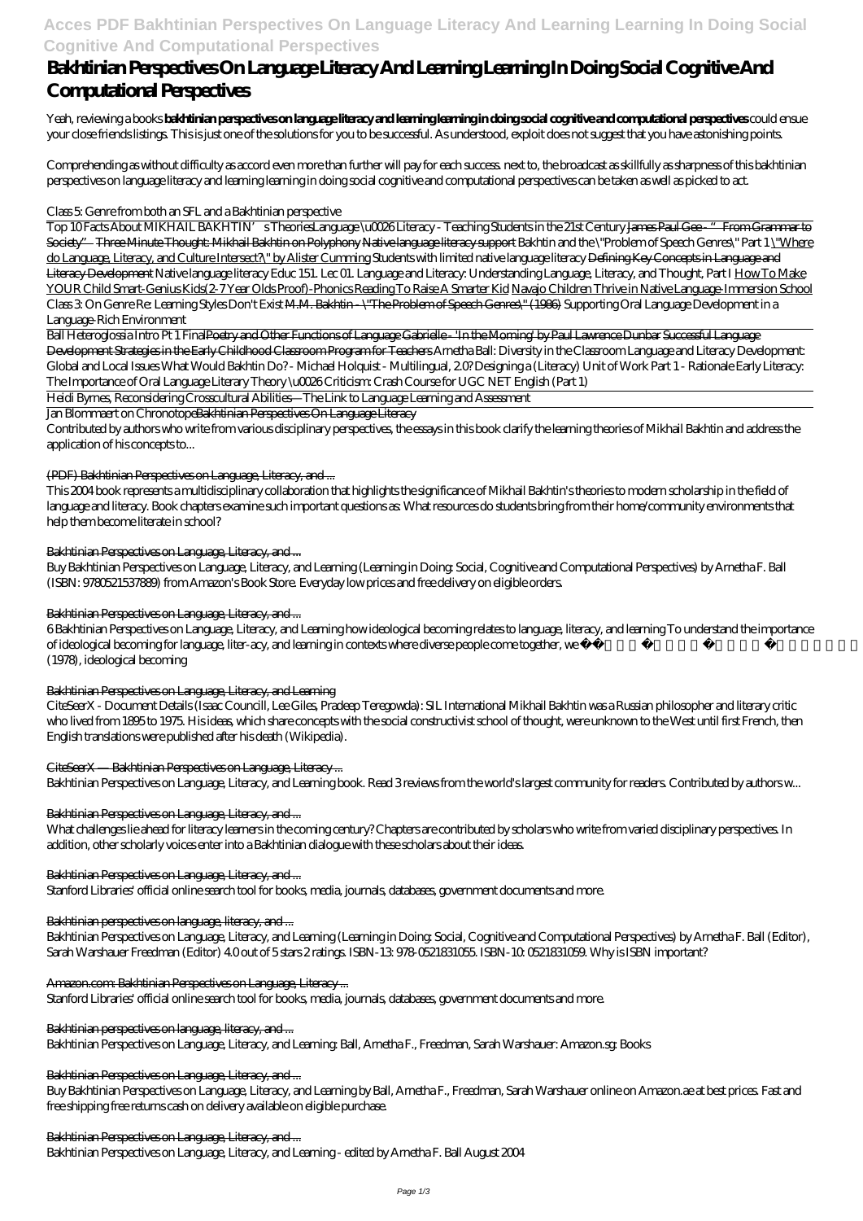# Bakhtinian Perspectives On Language Literacy And Learning Learning In Doing Social Cognitive And Computational Perspectives

Yeah, reviewing a books **bakhtinian perspectives on language literacy and learning learning in doing social cognitive and computational perspectives** could ensue your close friends listings. This is just one of the solutions for you to be successful. As understood, exploit does not suggest that you have astonishing points.

Comprehending as without difficulty as accord even more than further will pay for each success. next to, the broadcast as skillfully as sharpness of this bakhtinian perspectives on language literacy and learning learning in doing social cognitive and computational perspectives can be taken as well as picked to act.

*Class 5: Genre from both an SFL and a Bakhtinian perspective*

Top 10 Facts About MIKHAIL BAKHTIN's Theories *Language \u0026 Literacy - Teaching Students in the 21st Century* James Paul Gee - "From Grammar to Society" Three Minute Thought: Mikhail Bakhtin on Polyphony Native language literacy support *Bakhtin and the \"Problem of Speech Genres\" Part 1* \"Where do Language, Literacy, and Culture Intersect?\" by Alister Cumming *Students with limited native language literacy* Defining Key Concepts in Language and Literacy Development *Native language literacy* *Educ 151. Lec 01. Language and Literacy: Understanding Language, Literacy, and Thought, Part I* How To Make YOUR Child Smart-Genius Kids(2-7 Year Olds Proof)-Phonics Reading To Raise A Smarter Kid Navajo Children Thrive in Native Language-Immersion School *Class 3: On Genre Re: Learning Styles Don't Exist* M.M. Bakhtin - \"The Problem of Speech Genres\" (1986) *Supporting Oral Language Development in a Language-Rich Environment*

Ball Heteroglossia Intro Pt 1 Final Poetry and Other Functions of Language Gabrielle - 'In the Morning' by Paul Lawrence Dunbar Successful Language Development Strategies in the Early Childhood Classroom Program for Teachers *Arnetha Ball: Diversity in the Classroom* *Language and Literacy Development: Global and Local Issues* *What Would Bakhtin Do? - Michael Holquist - Multilingual, 2.0?* *Designing a (Literacy) Unit of Work Part 1 - Rationale* *Early Literacy: The Importance of Oral Language* *Literary Theory \u0026 Criticism: Crash Course for UGC NET English (Part 1)*

Heidi Byrnes, Reconsidering Crosscultural Abilities—The Link to Language Learning and Assessment

Jan Blommaert on Chronotope Bakhtinian Perspectives On Language Literacy

Contributed by authors who write from various disciplinary perspectives, the essays in this book clarify the learning theories of Mikhail Bakhtin and address the application of his concepts to...

## (PDF) Bakhtinian Perspectives on Language, Literacy, and ...

This 2004 book represents a multidisciplinary collaboration that highlights the significance of Mikhail Bakhtin's theories to modern scholarship in the field of language and literacy. Book chapters examine such important questions as: What resources do students bring from their home/community environments that help them become literate in school?

## Bakhtinian Perspectives on Language, Literacy, and ...

Buy Bakhtinian Perspectives on Language, Literacy, and Learning (Learning in Doing: Social, Cognitive and Computational Perspectives) by Arnetha F. Ball (ISBN: 9780521537889) from Amazon's Book Store. Everyday low prices and free delivery on eligible orders.

## Bakhtinian Perspectives on Language, Literacy, and ...

6 Bakhtinian Perspectives on Language, Literacy, and Learning how ideological becoming relates to language, literacy, and learning To understand the importance of ideological becoming for language, liter-acy, and learning in contexts where diverse people come together, we find it useful to note that, like Vygotsky's notion of internalization (1978), ideological becoming

## Bakhtinian Perspectives on Language, Literacy, and Learning

CiteSeerX - Document Details (Isaac Councill, Lee Giles, Pradeep Teregowda): SIL International Mikhail Bakhtin was a Russian philosopher and literary critic who lived from 1895 to 1975. His ideas, which share concepts with the social constructivist school of thought, were unknown to the West until first French, then English translations were published after his death (Wikipedia).

## CiteSeerX — Bakhtinian Perspectives on Language, Literacy ...

Bakhtinian Perspectives on Language, Literacy, and Learning book. Read 3 reviews from the world's largest community for readers. Contributed by authors w...

## Bakhtinian Perspectives on Language, Literacy, and ...

What challenges lie ahead for literacy learners in the coming century? Chapters are contributed by scholars who write from varied disciplinary perspectives. In addition, other scholarly voices enter into a Bakhtinian dialogue with these scholars about their ideas.

## Bakhtinian Perspectives on Language, Literacy, and ...

Stanford Libraries' official online search tool for books, media, journals, databases, government documents and more.

## Bakhtinian perspectives on language, literacy, and ...

Bakhtinian Perspectives on Language, Literacy, and Learning (Learning in Doing: Social, Cognitive and Computational Perspectives) by Arnetha F. Ball (Editor), Sarah Warshauer Freedman (Editor) 4.0 out of 5 stars 2 ratings. ISBN-13: 978-0521831055. ISBN-10: 0521831059. Why is ISBN important?

## Amazon.com: Bakhtinian Perspectives on Language, Literacy ...

Stanford Libraries' official online search tool for books, media, journals, databases, government documents and more.

## Bakhtinian perspectives on language, literacy, and ...

Bakhtinian Perspectives on Language, Literacy, and Learning: Ball, Arnetha F., Freedman, Sarah Warshauer: Amazon.sg: Books

## Bakhtinian Perspectives on Language, Literacy, and ...

Buy Bakhtinian Perspectives on Language, Literacy, and Learning by Ball, Arnetha F., Freedman, Sarah Warshauer online on Amazon.ae at best prices. Fast and free shipping free returns cash on delivery available on eligible purchase.

## Bakhtinian Perspectives on Language, Literacy, and ...

Bakhtinian Perspectives on Language, Literacy, and Learning - edited by Arnetha F. Ball August 2004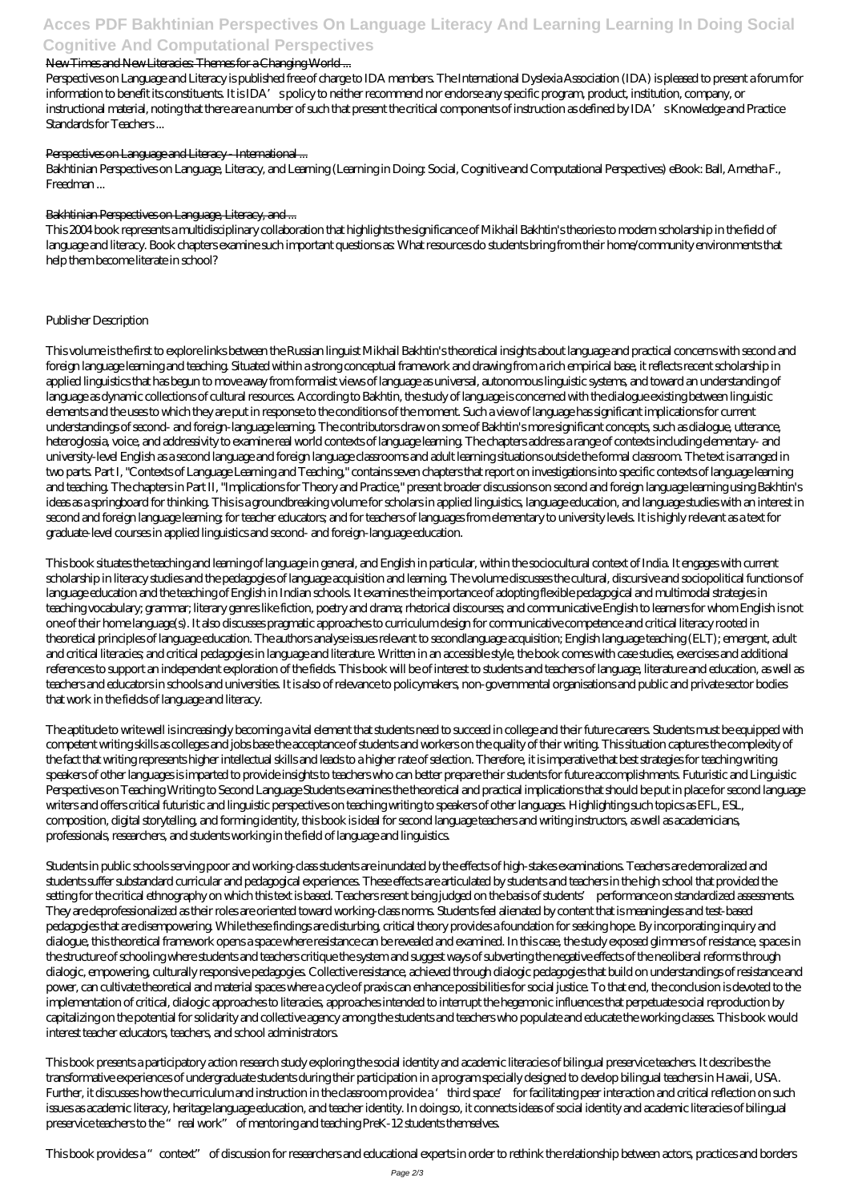## New Times and New Literacies: Themes for a Changing World ...

Perspectives on Language and Literacy is published free of charge to IDA members. The International Dyslexia Association (IDA) is pleased to present a forum for information to benefit its constituents. It is IDA's policy to neither recommend nor endorse any specific program, product, institution, company, or instructional material, noting that there are a number of such that present the critical components of instruction as defined by IDA's Knowledge and Practice Standards for Teachers ...

## Perspectives on Language and Literacy - International ...

Bakhtinian Perspectives on Language, Literacy, and Learning (Learning in Doing: Social, Cognitive and Computational Perspectives) eBook: Ball, Arnetha F., Freedman ...

## Bakhtinian Perspectives on Language, Literacy, and ...

This 2004 book represents a multidisciplinary collaboration that highlights the significance of Mikhail Bakhtin's theories to modern scholarship in the field of language and literacy. Book chapters examine such important questions as: What resources do students bring from their home/community environments that help them become literate in school?

Publisher Description

This volume is the first to explore links between the Russian linguist Mikhail Bakhtin's theoretical insights about language and practical concerns with second and foreign language learning and teaching. Situated within a strong conceptual framework and drawing from a rich empirical base, it reflects recent scholarship in applied linguistics that has begun to move away from formalist views of language as universal, autonomous linguistic systems, and toward an understanding of language as dynamic collections of cultural resources. According to Bakhtin, the study of language is concerned with the dialogue existing between linguistic elements and the uses to which they are put in response to the conditions of the moment. Such a view of language has significant implications for current understandings of second- and foreign-language learning. The contributors draw on some of Bakhtin's more significant concepts, such as dialogue, utterance, heteroglossia, voice, and addressivity to examine real world contexts of language learning. The chapters address a range of contexts including elementary- and university-level English as a second language and foreign language classrooms and adult learning situations outside the formal classroom. The text is arranged in two parts. Part I, "Contexts of Language Learning and Teaching," contains seven chapters that report on investigations into specific contexts of language learning and teaching. The chapters in Part II, "Implications for Theory and Practice," present broader discussions on second and foreign language learning using Bakhtin's ideas as a springboard for thinking. This is a groundbreaking volume for scholars in applied linguistics, language education, and language studies with an interest in second and foreign language learning; for teacher educators; and for teachers of languages from elementary to university levels. It is highly relevant as a text for graduate-level courses in applied linguistics and second- and foreign-language education.

This book situates the teaching and learning of language in general, and English in particular, within the sociocultural context of India. It engages with current scholarship in literacy studies and the pedagogies of language acquisition and learning. The volume discusses the cultural, discursive and sociopolitical functions of language education and the teaching of English in Indian schools. It examines the importance of adopting flexible pedagogical and multimodal strategies in teaching vocabulary; grammar; literary genres like fiction, poetry and drama; rhetorical discourses; and communicative English to learners for whom English is not one of their home language(s). It also discusses pragmatic approaches to curriculum design for communicative competence and critical literacy rooted in theoretical principles of language education. The authors analyse issues relevant to secondlanguage acquisition; English language teaching (ELT); emergent, adult and critical literacies; and critical pedagogies in language and literature. Written in an accessible style, the book comes with case studies, exercises and additional references to support an independent exploration of the fields. This book will be of interest to students and teachers of language, literature and education, as well as teachers and educators in schools and universities. It is also of relevance to policymakers, non-governmental organisations and public and private sector bodies that work in the fields of language and literacy.

The aptitude to write well is increasingly becoming a vital element that students need to succeed in college and their future careers. Students must be equipped with competent writing skills as colleges and jobs base the acceptance of students and workers on the quality of their writing. This situation captures the complexity of the fact that writing represents higher intellectual skills and leads to a higher rate of selection. Therefore, it is imperative that best strategies for teaching writing speakers of other languages is imparted to provide insights to teachers who can better prepare their students for future accomplishments. Futuristic and Linguistic Perspectives on Teaching Writing to Second Language Students examines the theoretical and practical implications that should be put in place for second language writers and offers critical futuristic and linguistic perspectives on teaching writing to speakers of other languages. Highlighting such topics as EFL, ESL, composition, digital storytelling, and forming identity, this book is ideal for second language teachers and writing instructors, as well as academicians, professionals, researchers, and students working in the field of language and linguistics.

Students in public schools serving poor and working-class students are inundated by the effects of high-stakes examinations. Teachers are demoralized and students suffer substandard curricular and pedagogical experiences. These effects are articulated by students and teachers in the high school that provided the setting for the critical ethnography on which this text is based. Teachers resent being judged on the basis of students' performance on standardized assessments. They are deprofessionalized as their roles are oriented toward working-class norms. Students feel alienated by content that is meaningless and test-based pedagogies that are disempowering. While these findings are disturbing, critical theory provides a foundation for seeking hope. By incorporating inquiry and dialogue, this theoretical framework opens a space where resistance can be revealed and examined. In this case, the study exposed glimmers of resistance, spaces in the structure of schooling where students and teachers critique the system and suggest ways of subverting the negative effects of the neoliberal reforms through dialogic, empowering, culturally responsive pedagogies. Collective resistance, achieved through dialogic pedagogies that build on understandings of resistance and power, can cultivate theoretical and material spaces where a cycle of praxis can enhance possibilities for social justice. To that end, the conclusion is devoted to the implementation of critical, dialogic approaches to literacies, approaches intended to interrupt the hegemonic influences that perpetuate social reproduction by capitalizing on the potential for solidarity and collective agency among the students and teachers who populate and educate the working classes. This book would interest teacher educators, teachers, and school administrators.

This book presents a participatory action research study exploring the social identity and academic literacies of bilingual preservice teachers. It describes the transformative experiences of undergraduate students during their participation in a program specially designed to develop bilingual teachers in Hawaii, USA. Further, it discusses how the curriculum and instruction in the classroom provide a 'third space' for facilitating peer interaction and critical reflection on such issues as academic literacy, heritage language education, and teacher identity. In doing so, it connects ideas of social identity and academic literacies of bilingual preservice teachers to the "real work" of mentoring and teaching PreK-12 students themselves.

This book provides a "context" of discussion for researchers and educational experts in order to rethink the relationship between actors, practices and borders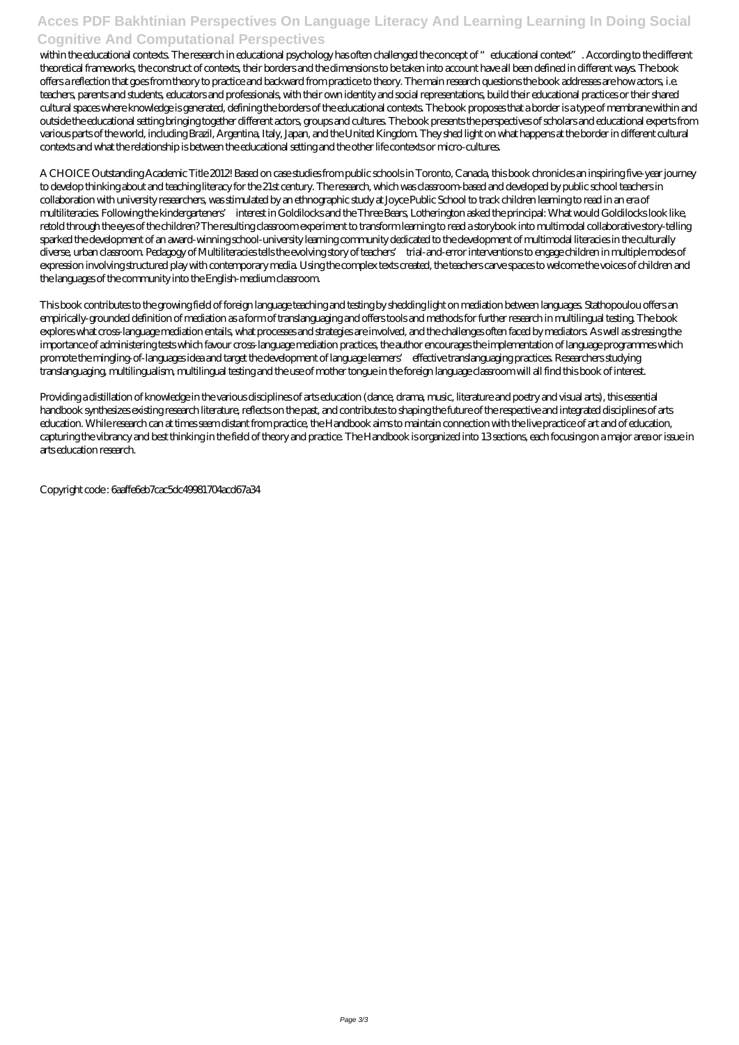within the educational contexts. The research in educational psychology has often challenged the concept of "educational context". According to the different theoretical frameworks, the construct of contexts, their borders and the dimensions to be taken into account have all been defined in different ways. The book offers a reflection that goes from theory to practice and backward from practice to theory. The main research questions the book addresses are how actors, i.e. teachers, parents and students, educators and professionals, with their own identity and social representations, build their educational practices or their shared cultural spaces where knowledge is generated, defining the borders of the educational contexts. The book proposes that a border is a type of membrane within and outside the educational setting bringing together different actors, groups and cultures. The book presents the perspectives of scholars and educational experts from various parts of the world, including Brazil, Argentina, Italy, Japan, and the United Kingdom. They shed light on what happens at the border in different cultural contexts and what the relationship is between the educational setting and the other life contexts or micro-cultures.

A CHOICE Outstanding Academic Title 2012! Based on case studies from public schools in Toronto, Canada, this book chronicles an inspiring five-year journey to develop thinking about and teaching literacy for the 21st century. The research, which was classroom-based and developed by public school teachers in collaboration with university researchers, was stimulated by an ethnographic study at Joyce Public School to track children learning to read in an era of multiliteracies. Following the kindergarteners' interest in Goldilocks and the Three Bears, Lotherington asked the principal: What would Goldilocks look like, retold through the eyes of the children? The resulting classroom experiment to transform learning to read a storybook into multimodal collaborative story-telling sparked the development of an award-winning school-university learning community dedicated to the development of multimodal literacies in the culturally diverse, urban classroom. Pedagogy of Multiliteracies tells the evolving story of teachers' trial-and-error interventions to engage children in multiple modes of expression involving structured play with contemporary media. Using the complex texts created, the teachers carve spaces to welcome the voices of children and the languages of the community into the English-medium classroom.

This book contributes to the growing field of foreign language teaching and testing by shedding light on mediation between languages. Stathopoulou offers an empirically-grounded definition of mediation as a form of translanguaging and offers tools and methods for further research in multilingual testing. The book explores what cross-language mediation entails, what processes and strategies are involved, and the challenges often faced by mediators. As well as stressing the importance of administering tests which favour cross-language mediation practices, the author encourages the implementation of language programmes which promote the mingling-of-languages idea and target the development of language learners' effective translanguaging practices. Researchers studying translanguaging, multilingualism, multilingual testing and the use of mother tongue in the foreign language classroom will all find this book of interest.

Providing a distillation of knowledge in the various disciplines of arts education (dance, drama, music, literature and poetry and visual arts), this essential handbook synthesizes existing research literature, reflects on the past, and contributes to shaping the future of the respective and integrated disciplines of arts education. While research can at times seem distant from practice, the Handbook aims to maintain connection with the live practice of art and of education, capturing the vibrancy and best thinking in the field of theory and practice. The Handbook is organized into 13 sections, each focusing on a major area or issue in arts education research.

Copyright code : 6aaffe6eb7cac5dc49981704acd67a34